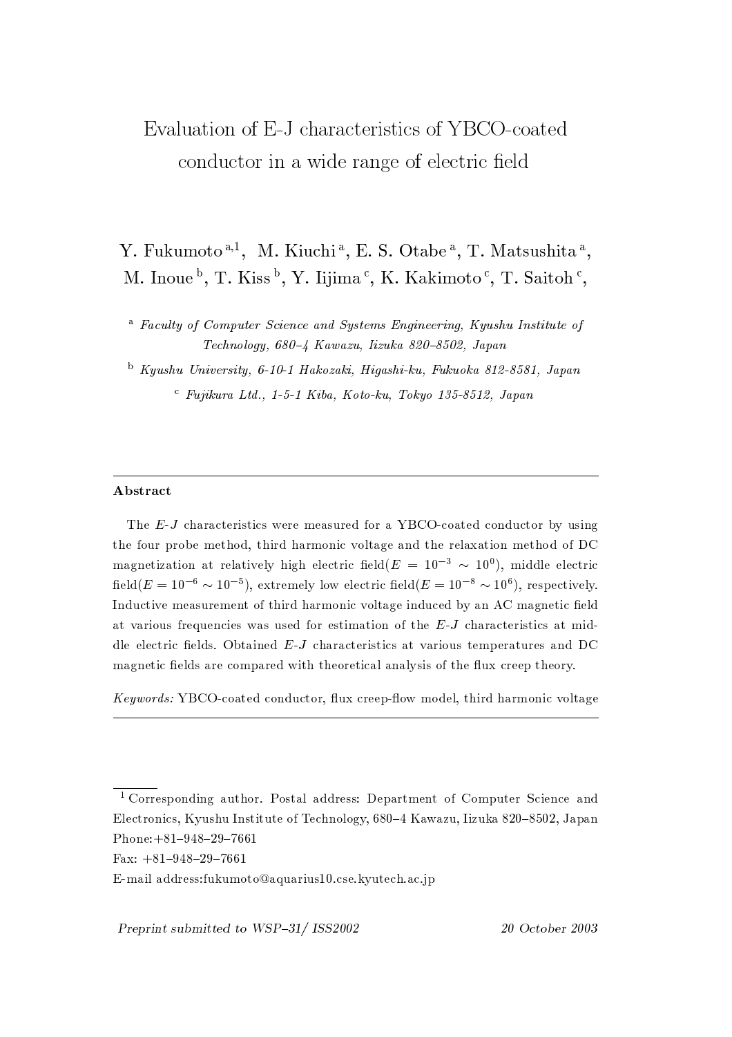# Evaluation of E-J characteristics of YBCO-coated conductor in a wide range of electric field

Y. Fukumoto [a,1], M. Kiuchi [a], E. S. Otabe [a], T. Matsushita [a], M. Inoue [b], T. Kiss [b], Y. Iijima [c], K. Kakimoto [c], T. Saitoh [c],

[a] *Faculty of Computer Science and Systems Engineering, Kyushu Institute of Technology, 680–4 Kawazu, Iizuka 820–8502, Japan*

[b] *Kyushu University, 6-10-1 Hakozaki, Higashi-ku, Fukuoka 812-8581, Japan*

[c] *Fujikura Ltd., 1-5-1 Kiba, Koto-ku, Tokyo 135-8512, Japan*

---

## Abstract

The $E$-$J$ characteristics were measured for a YBCO-coated conductor by using the four probe method, third harmonic voltage and the relaxation method of DC magnetization at relatively high electric field($E = 10^{-3} \sim 10^{0}$), middle electric field($E = 10^{-6} \sim 10^{-5}$), extremely low electric field($E = 10^{-8} \sim 10^{6}$), respectively. Inductive measurement of third harmonic voltage induced by an AC magnetic field at various frequencies was used for estimation of the $E$-$J$ characteristics at middle electric fields. Obtained $E$-$J$ characteristics at various temperatures and DC magnetic fields are compared with theoretical analysis of the flux creep theory.

*Keywords:* YBCO-coated conductor, flux creep-flow model, third harmonic voltage

---

[1] Corresponding author. Postal address: Department of Computer Science and Electronics, Kyushu Institute of Technology, 680–4 Kawazu, Iizuka 820–8502, Japan Phone:+81–948–29–7661

Fax: +81–948–29–7661

E-mail address:fukumoto@aquarius10.cse.kyutech.ac.jp

*Preprint submitted to WSP–31/ ISS2002* 20 October 2003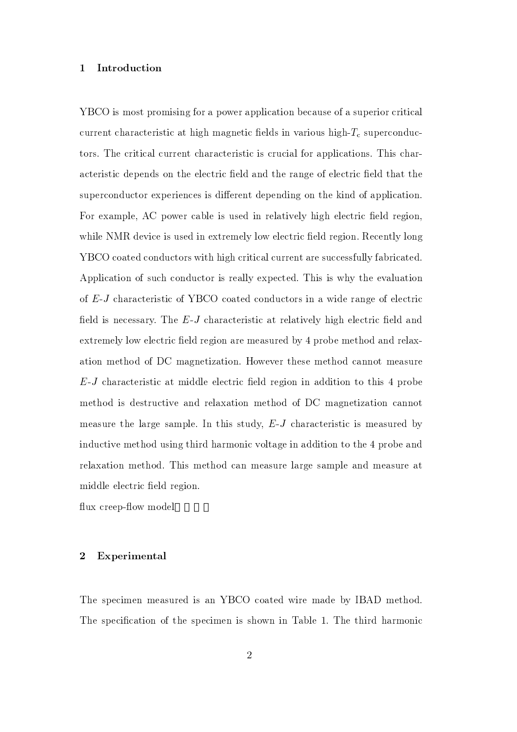## 1 Introduction

YBCO is most promising for a power application because of a superior critical current characteristic at high magnetic fields in various high-$T_c$ superconductors. The critical current characteristic is crucial for applications. This characteristic depends on the electric field and the range of electric field that the superconductor experiences is different depending on the kind of application. For example, AC power cable is used in relatively high electric field region, while NMR device is used in extremely low electric field region. Recently long YBCO coated conductors with high critical current are successfully fabricated. Application of such conductor is really expected. This is why the evaluation of $E$-$J$ characteristic of YBCO coated conductors in a wide range of electric field is necessary. The $E$-$J$ characteristic at relatively high electric field and extremely low electric field region are measured by 4 probe method and relaxation method of DC magnetization. However these method cannot measure $E$-$J$ characteristic at middle electric field region in addition to this 4 probe method is destructive and relaxation method of DC magnetization cannot measure the large sample. In this study, $E$-$J$ characteristic is measured by inductive method using third harmonic voltage in addition to the 4 probe and relaxation method. This method can measure large sample and measure at middle electric field region.

flux creep-flow model

## 2 Experimental

The specimen measured is an YBCO coated wire made by IBAD method. The specification of the specimen is shown in Table 1. The third harmonic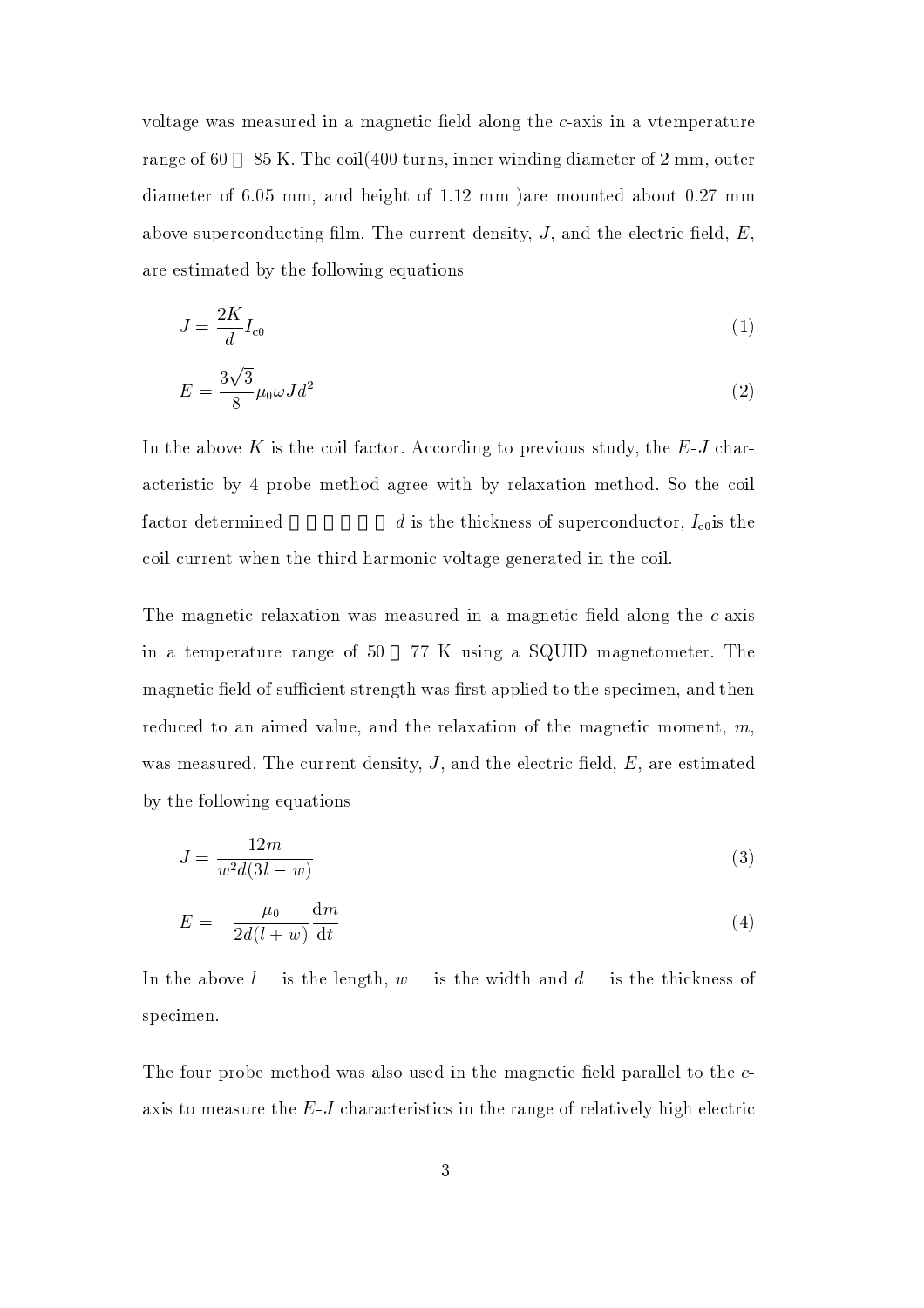voltage was measured in a magnetic field along the $c$-axis in a vtemperature range of 60 ～ 85 K. The coil(400 turns, inner winding diameter of 2 mm, outer diameter of 6.05 mm, and height of 1.12 mm )are mounted about 0.27 mm above superconducting film. The current density, $J$, and the electric field, $E$, are estimated by the following equations

$$J = \frac{2K}{d} I_{c0} \tag{1}$$

$$E = \frac{3\sqrt{3}}{8} \mu_0 \omega J d^2 \tag{2}$$

In the above $K$ is the coil factor. According to previous study, the $E$-$J$ characteristic by 4 probe method agree with by relaxation method. So the coil factor determined ．．．．．． $d$ is the thickness of superconductor, $I_{c0}$is the coil current when the third harmonic voltage generated in the coil.

The magnetic relaxation was measured in a magnetic field along the $c$-axis in a temperature range of 50 ～ 77 K using a SQUID magnetometer. The magnetic field of sufficient strength was first applied to the specimen, and then reduced to an aimed value, and the relaxation of the magnetic moment, $m$, was measured. The current density, $J$, and the electric field, $E$, are estimated by the following equations

$$J = \frac{12m}{w^2 d(3l - w)} \tag{3}$$

$$E = -\frac{\mu_0}{2d(l + w)} \frac{\mathrm{d}m}{\mathrm{d}t} \tag{4}$$

In the above $l$ is the length, $w$ is the width and $d$ is the thickness of specimen.

The four probe method was also used in the magnetic field parallel to the $c$-axis to measure the $E$-$J$ characteristics in the range of relatively high electric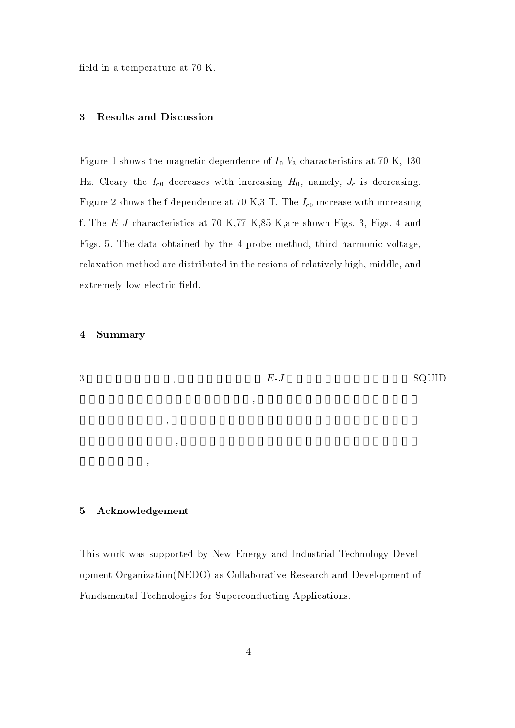field in a temperature at 70 K.

## 3 Results and Discussion

Figure 1 shows the magnetic dependence of $I_0$-$V_3$ characteristics at 70 K, 130 Hz. Cleary the $I_{c0}$ decreases with increasing $H_0$, namely, $J_c$ is decreasing. Figure 2 shows the f dependence at 70 K,3 T. The $I_{c0}$ increase with increasing f. The $E$-$J$ characteristics at 70 K,77 K,85 K,are shown Figs. 3, Figs. 4 and Figs. 5. The data obtained by the 4 probe method, third harmonic voltage, relaxation method are distributed in the resions of relatively high, middle, and extremely low electric field.

## 4 Summary

3 , $E$-$J$ SQUID

,

,

,

,

## 5 Acknowledgement

This work was supported by New Energy and Industrial Technology Development Organization(NEDO) as Collaborative Research and Development of Fundamental Technologies for Superconducting Applications.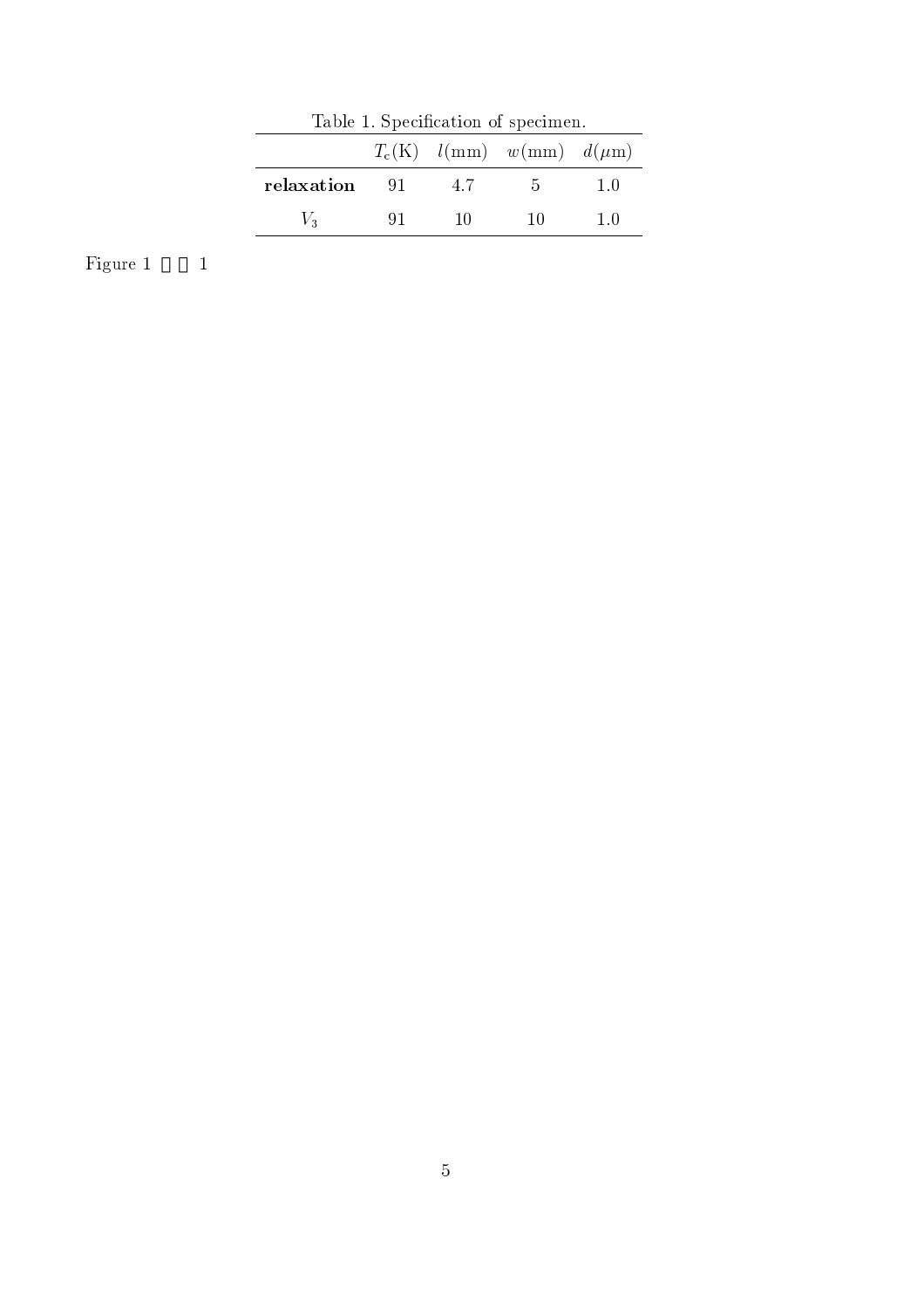Table 1. Specification of specimen.

| | $T_c$(K) | $l$(mm) | $w$(mm) | $d$($\mu$m) |
|---|---|---|---|---|
| **relaxation** | 91 | 4.7 | 5 | 1.0 |
| $V_3$ | 91 | 10 | 10 | 1.0 |

Figure 1 　 1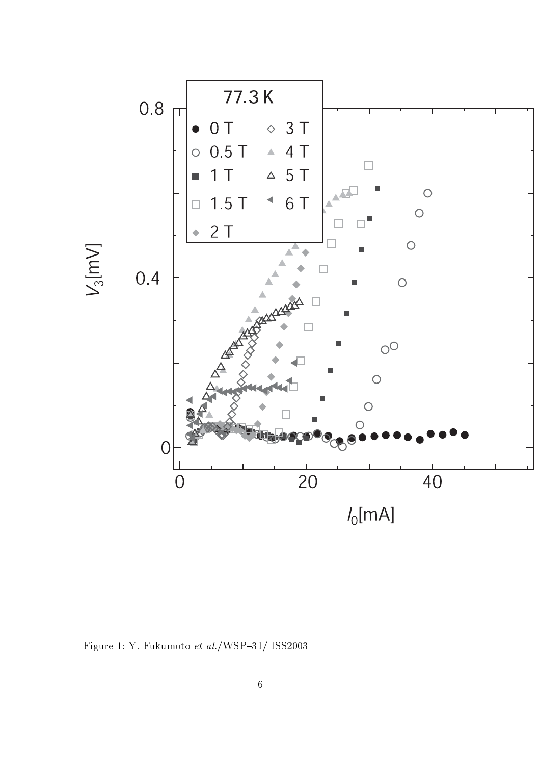Figure 1: Y. Fukumoto *et al.*/WSP–31/ ISS2003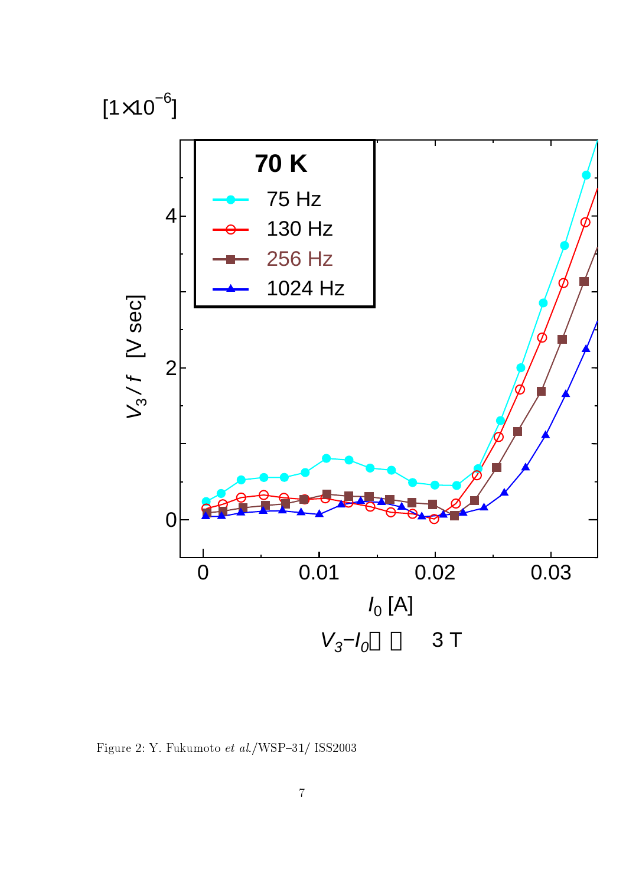[1×10^−6]

70 K

- 75 Hz
- 130 Hz
- 256 Hz
- 1024 Hz

$V_3 / f$ [V sec]

$I_0$ [A]

$V_3$–$I_0$ 3 T

Figure 2: Y. Fukumoto *et al.*/WSP–31/ ISS2003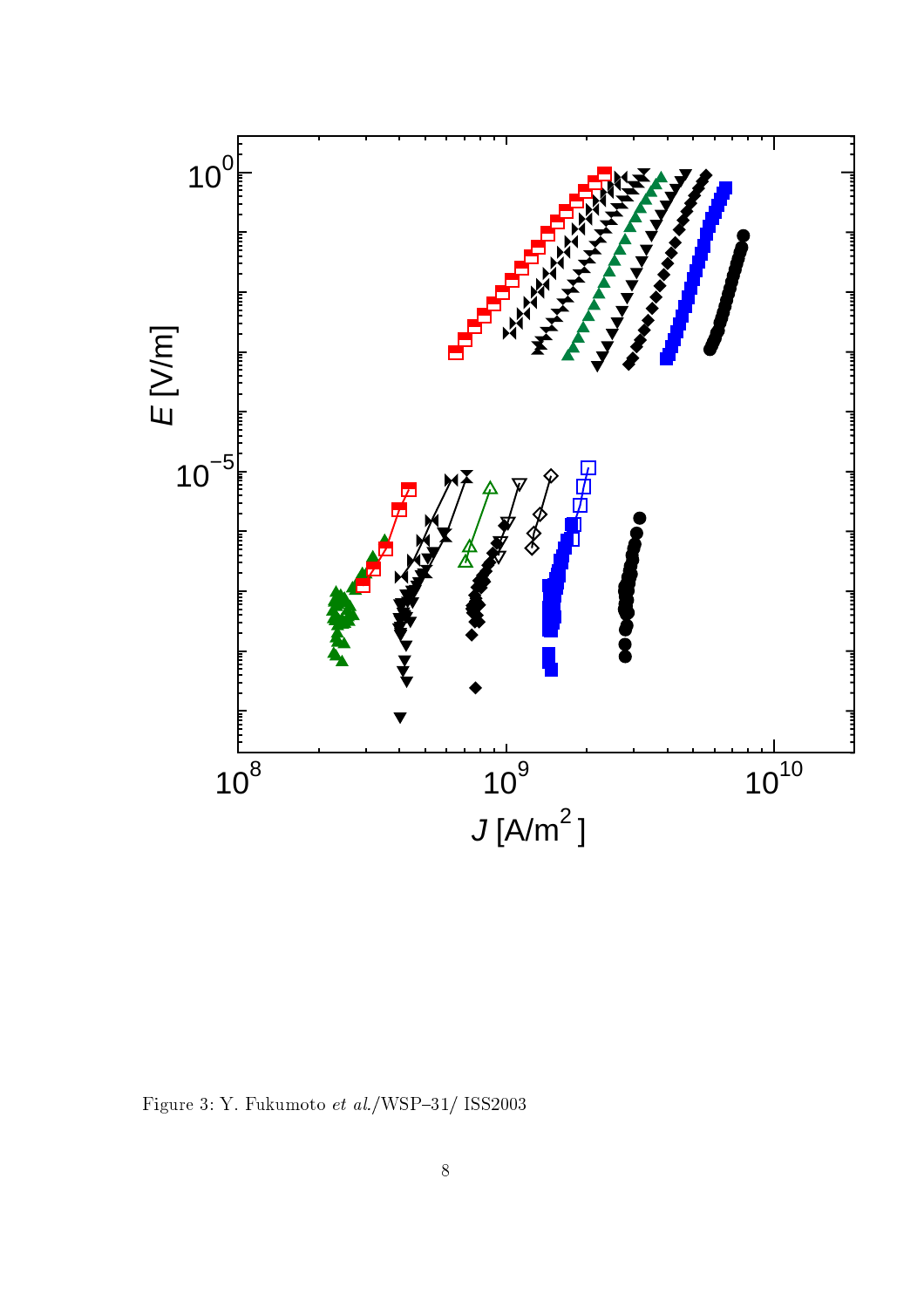Figure 3: Y. Fukumoto *et al.*/WSP–31/ ISS2003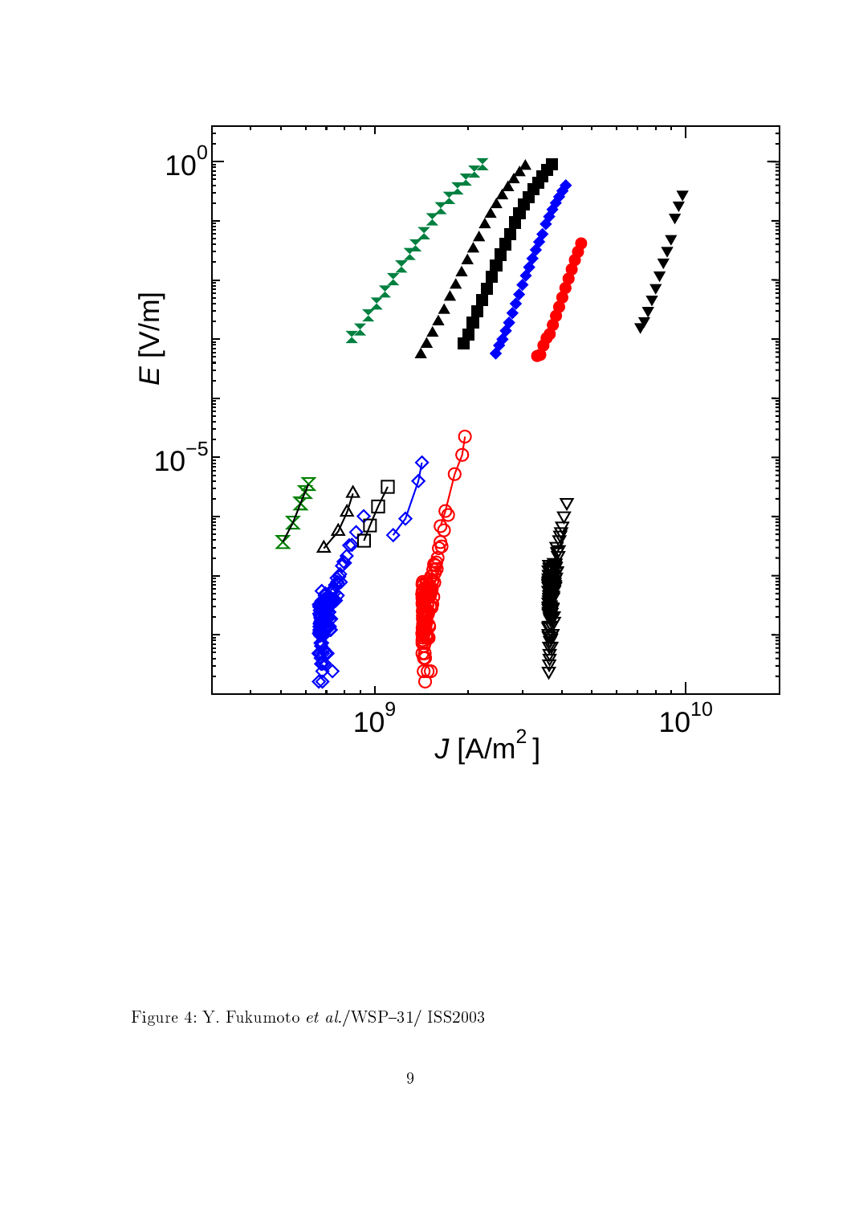Figure 4: Y. Fukumoto *et al.*/WSP–31/ ISS2003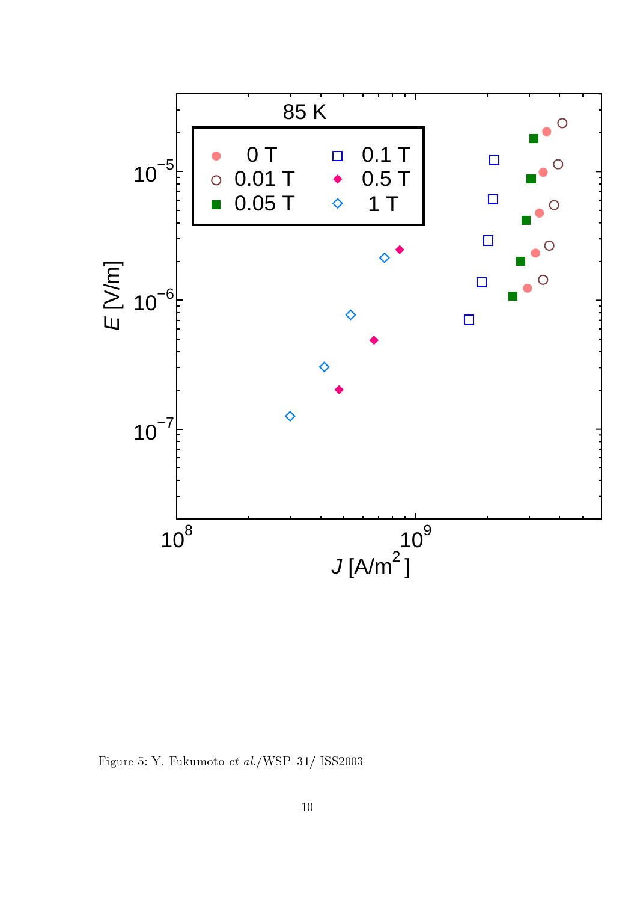85 K

0 T
0.01 T
0.05 T
0.1 T
0.5 T
1 T

$E$ [V/m]

$10^{-5}$
$10^{-6}$
$10^{-7}$

$10^{8}$
$10^{9}$

$J$ [A/m$^2$]

Figure 5: Y. Fukumoto *et al.*/WSP–31/ ISS2003